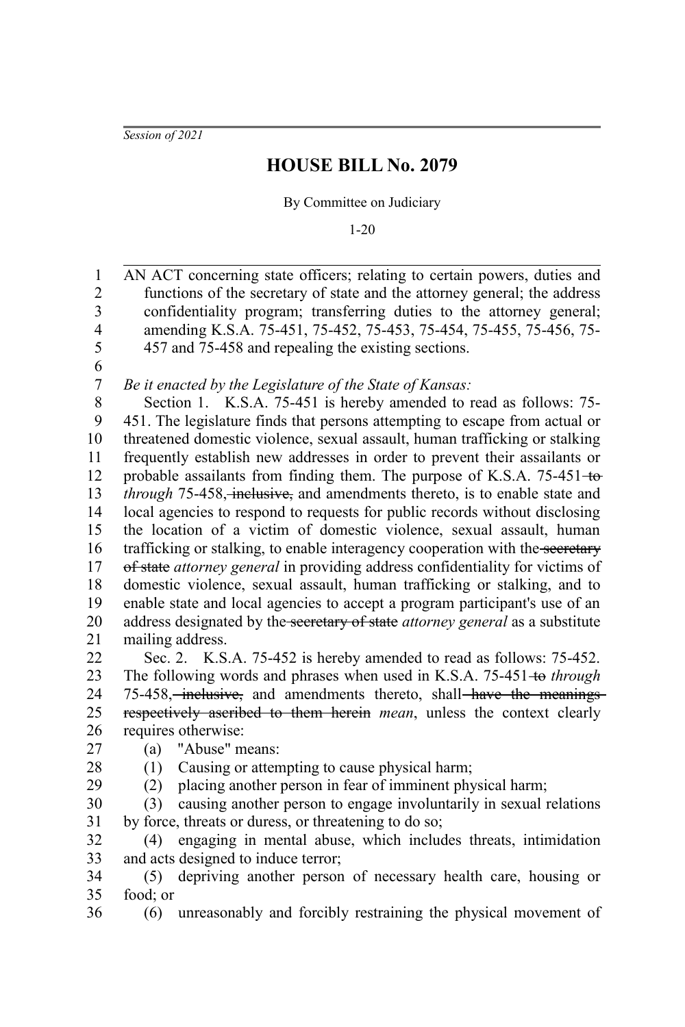*Session of 2021*

# HOUSE BILL No. 2079

By Committee on Judiciary

1-20

AN ACT concerning state officers; relating to certain powers, duties and functions of the secretary of state and the attorney general; the address confidentiality program; transferring duties to the attorney general; amending K.S.A. 75-451, 75-452, 75-453, 75-454, 75-455, 75-456, 75-457 and 75-458 and repealing the existing sections.

*Be it enacted by the Legislature of the State of Kansas:*

Section 1. K.S.A. 75-451 is hereby amended to read as follows: 75-451. The legislature finds that persons attempting to escape from actual or threatened domestic violence, sexual assault, human trafficking or stalking frequently establish new addresses in order to prevent their assailants or probable assailants from finding them. The purpose of K.S.A. 75-451 ~~to~~ *through* 75-458, ~~inclusive,~~ and amendments thereto, is to enable state and local agencies to respond to requests for public records without disclosing the location of a victim of domestic violence, sexual assault, human trafficking or stalking, to enable interagency cooperation with the ~~secretary of state~~ *attorney general* in providing address confidentiality for victims of domestic violence, sexual assault, human trafficking or stalking, and to enable state and local agencies to accept a program participant's use of an address designated by the ~~secretary of state~~ *attorney general* as a substitute mailing address.

Sec. 2. K.S.A. 75-452 is hereby amended to read as follows: 75-452. The following words and phrases when used in K.S.A. 75-451 ~~to~~ *through* 75-458, ~~inclusive,~~ and amendments thereto, shall ~~have the meanings respectively ascribed to them herein~~ *mean*, unless the context clearly requires otherwise:

(a) "Abuse" means:

(1) Causing or attempting to cause physical harm;

(2) placing another person in fear of imminent physical harm;

(3) causing another person to engage involuntarily in sexual relations by force, threats or duress, or threatening to do so;

(4) engaging in mental abuse, which includes threats, intimidation and acts designed to induce terror;

(5) depriving another person of necessary health care, housing or food; or

(6) unreasonably and forcibly restraining the physical movement of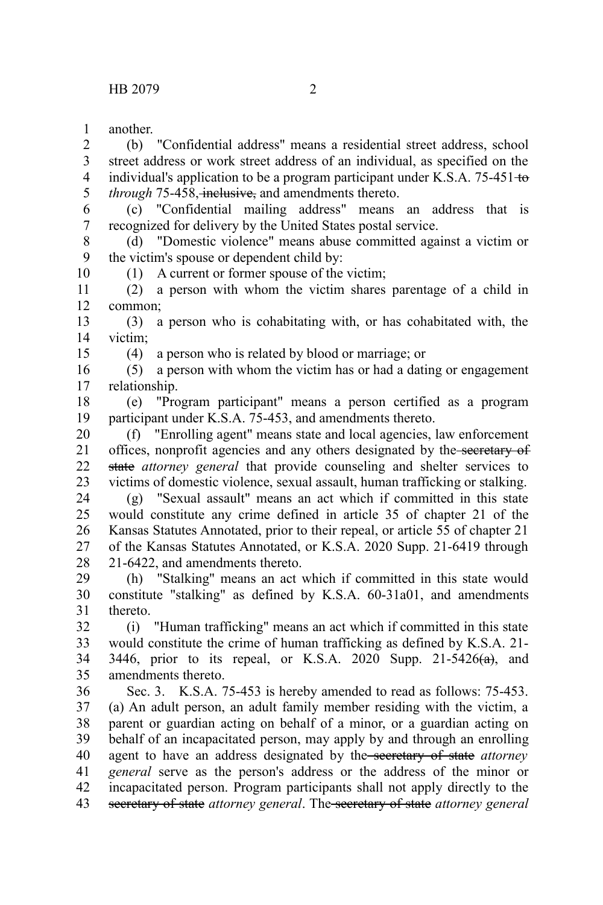another.

(b) "Confidential address" means a residential street address, school street address or work street address of an individual, as specified on the individual's application to be a program participant under K.S.A. 75-451 ~~to~~ *through* 75-458~~, inclusive,~~ and amendments thereto.

(c) "Confidential mailing address" means an address that is recognized for delivery by the United States postal service.

(d) "Domestic violence" means abuse committed against a victim or the victim's spouse or dependent child by:

(1) A current or former spouse of the victim;

(2) a person with whom the victim shares parentage of a child in common;

(3) a person who is cohabitating with, or has cohabitated with, the victim;

(4) a person who is related by blood or marriage; or

(5) a person with whom the victim has or had a dating or engagement relationship.

(e) "Program participant" means a person certified as a program participant under K.S.A. 75-453, and amendments thereto.

(f) "Enrolling agent" means state and local agencies, law enforcement offices, nonprofit agencies and any others designated by the ~~secretary of state~~ *attorney general* that provide counseling and shelter services to victims of domestic violence, sexual assault, human trafficking or stalking.

(g) "Sexual assault" means an act which if committed in this state would constitute any crime defined in article 35 of chapter 21 of the Kansas Statutes Annotated, prior to their repeal, or article 55 of chapter 21 of the Kansas Statutes Annotated, or K.S.A. 2020 Supp. 21-6419 through 21-6422, and amendments thereto.

(h) "Stalking" means an act which if committed in this state would constitute "stalking" as defined by K.S.A. 60-31a01, and amendments thereto.

(i) "Human trafficking" means an act which if committed in this state would constitute the crime of human trafficking as defined by K.S.A. 21-3446, prior to its repeal, or K.S.A. 2020 Supp. 21-5426~~(a)~~, and amendments thereto.

Sec. 3. K.S.A. 75-453 is hereby amended to read as follows: 75-453. (a) An adult person, an adult family member residing with the victim, a parent or guardian acting on behalf of a minor, or a guardian acting on behalf of an incapacitated person, may apply by and through an enrolling agent to have an address designated by the ~~secretary of state~~ *attorney general* serve as the person's address or the address of the minor or incapacitated person. Program participants shall not apply directly to the ~~secretary of state~~ *attorney general*. The ~~secretary of state~~ *attorney general*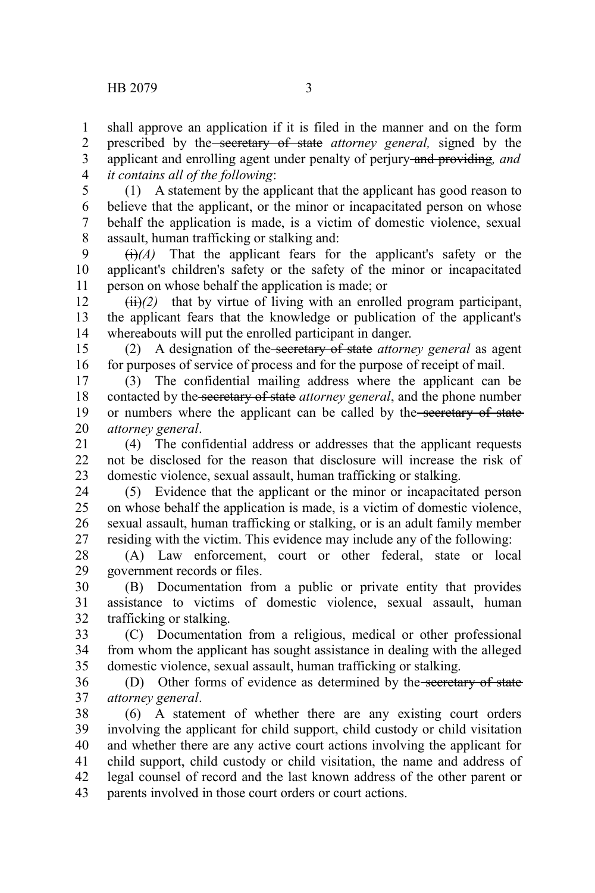shall approve an application if it is filed in the manner and on the form prescribed by the ~~secretary of state~~ *attorney general,* signed by the applicant and enrolling agent under penalty of perjury ~~and providing~~*, and it contains all of the following*:

(1) A statement by the applicant that the applicant has good reason to believe that the applicant, or the minor or incapacitated person on whose behalf the application is made, is a victim of domestic violence, sexual assault, human trafficking or stalking and:

~~(i)~~*(A)* That the applicant fears for the applicant's safety or the applicant's children's safety or the safety of the minor or incapacitated person on whose behalf the application is made; or

~~(ii)~~*(2)* that by virtue of living with an enrolled program participant, the applicant fears that the knowledge or publication of the applicant's whereabouts will put the enrolled participant in danger.

(2) A designation of the ~~secretary of state~~ *attorney general* as agent for purposes of service of process and for the purpose of receipt of mail.

(3) The confidential mailing address where the applicant can be contacted by the ~~secretary of state~~ *attorney general*, and the phone number or numbers where the applicant can be called by the ~~secretary of state~~ *attorney general*.

(4) The confidential address or addresses that the applicant requests not be disclosed for the reason that disclosure will increase the risk of domestic violence, sexual assault, human trafficking or stalking.

(5) Evidence that the applicant or the minor or incapacitated person on whose behalf the application is made, is a victim of domestic violence, sexual assault, human trafficking or stalking, or is an adult family member residing with the victim. This evidence may include any of the following:

(A) Law enforcement, court or other federal, state or local government records or files.

(B) Documentation from a public or private entity that provides assistance to victims of domestic violence, sexual assault, human trafficking or stalking.

(C) Documentation from a religious, medical or other professional from whom the applicant has sought assistance in dealing with the alleged domestic violence, sexual assault, human trafficking or stalking.

(D) Other forms of evidence as determined by the ~~secretary of state~~ *attorney general*.

(6) A statement of whether there are any existing court orders involving the applicant for child support, child custody or child visitation and whether there are any active court actions involving the applicant for child support, child custody or child visitation, the name and address of legal counsel of record and the last known address of the other parent or parents involved in those court orders or court actions.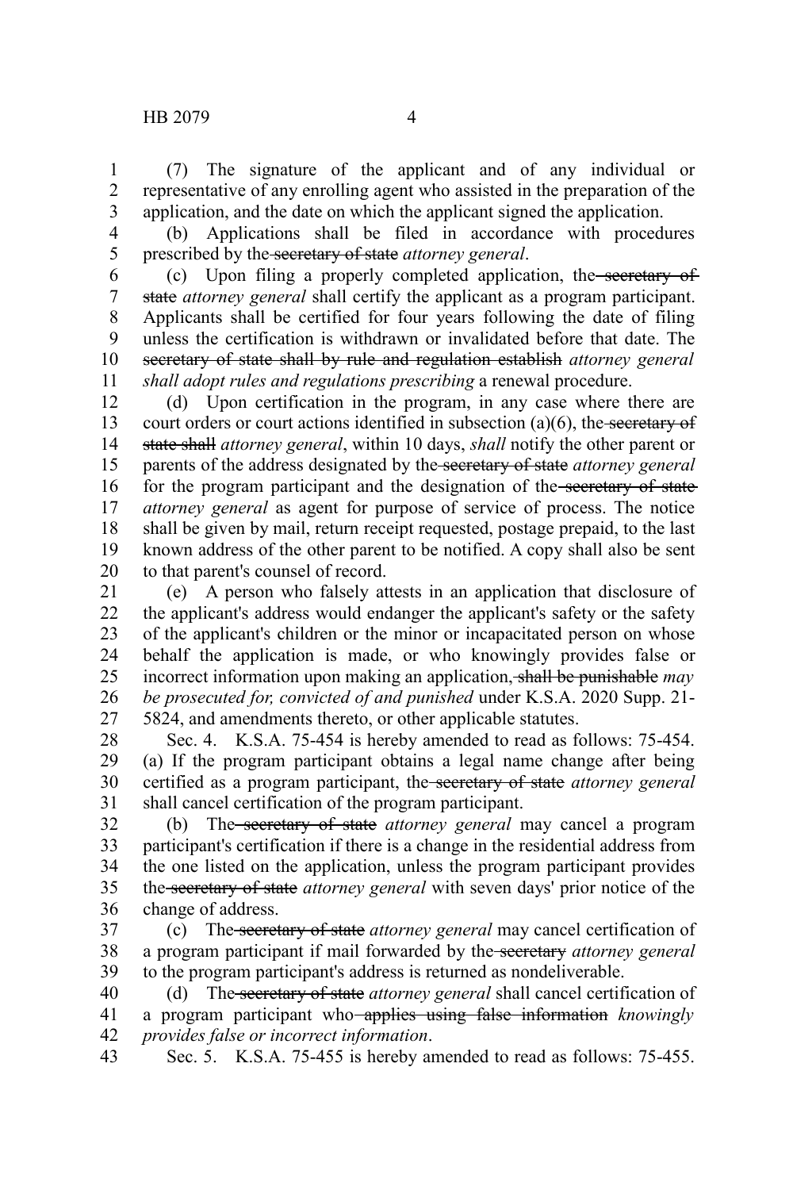(7) The signature of the applicant and of any individual or representative of any enrolling agent who assisted in the preparation of the application, and the date on which the applicant signed the application.

(b) Applications shall be filed in accordance with procedures prescribed by the ~~secretary of state~~ *attorney general*.

(c) Upon filing a properly completed application, the ~~secretary of state~~ *attorney general* shall certify the applicant as a program participant. Applicants shall be certified for four years following the date of filing unless the certification is withdrawn or invalidated before that date. The ~~secretary of state shall by rule and regulation establish~~ *attorney general shall adopt rules and regulations prescribing* a renewal procedure.

(d) Upon certification in the program, in any case where there are court orders or court actions identified in subsection (a)(6), the ~~secretary of state shall~~ *attorney general*, within 10 days, *shall* notify the other parent or parents of the address designated by the ~~secretary of state~~ *attorney general* for the program participant and the designation of the ~~secretary of state~~ *attorney general* as agent for purpose of service of process. The notice shall be given by mail, return receipt requested, postage prepaid, to the last known address of the other parent to be notified. A copy shall also be sent to that parent's counsel of record.

(e) A person who falsely attests in an application that disclosure of the applicant's address would endanger the applicant's safety or the safety of the applicant's children or the minor or incapacitated person on whose behalf the application is made, or who knowingly provides false or incorrect information upon making an application~~, shall be punishable~~ *may be prosecuted for, convicted of and punished* under K.S.A. 2020 Supp. 21-5824, and amendments thereto, or other applicable statutes.

Sec. 4. K.S.A. 75-454 is hereby amended to read as follows: 75-454. (a) If the program participant obtains a legal name change after being certified as a program participant, the ~~secretary of state~~ *attorney general* shall cancel certification of the program participant.

(b) The ~~secretary of state~~ *attorney general* may cancel a program participant's certification if there is a change in the residential address from the one listed on the application, unless the program participant provides the ~~secretary of state~~ *attorney general* with seven days' prior notice of the change of address.

(c) The ~~secretary of state~~ *attorney general* may cancel certification of a program participant if mail forwarded by the ~~secretary~~ *attorney general* to the program participant's address is returned as nondeliverable.

(d) The ~~secretary of state~~ *attorney general* shall cancel certification of a program participant who ~~applies using false information~~ *knowingly provides false or incorrect information*.

Sec. 5. K.S.A. 75-455 is hereby amended to read as follows: 75-455.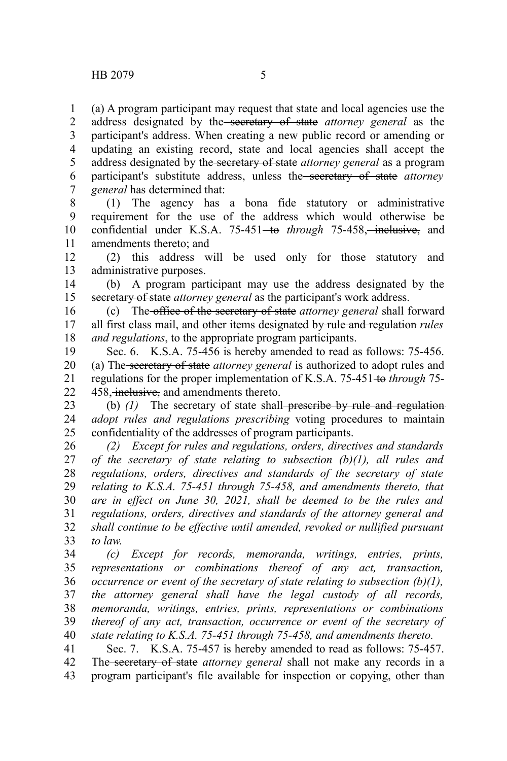(a) A program participant may request that state and local agencies use the address designated by the ~~secretary of state~~ *attorney general* as the participant's address. When creating a new public record or amending or updating an existing record, state and local agencies shall accept the address designated by the ~~secretary of state~~ *attorney general* as a program participant's substitute address, unless the ~~secretary of state~~ *attorney general* has determined that:

(1) The agency has a bona fide statutory or administrative requirement for the use of the address which would otherwise be confidential under K.S.A. 75-451 ~~to~~ *through* 75-458, ~~inclusive,~~ and amendments thereto; and

(2) this address will be used only for those statutory and administrative purposes.

(b) A program participant may use the address designated by the ~~secretary of state~~ *attorney general* as the participant's work address.

(c) The ~~office of the secretary of state~~ *attorney general* shall forward all first class mail, and other items designated by ~~rule and regulation~~ *rules and regulations*, to the appropriate program participants.

Sec. 6. K.S.A. 75-456 is hereby amended to read as follows: 75-456. (a) The ~~secretary of state~~ *attorney general* is authorized to adopt rules and regulations for the proper implementation of K.S.A. 75-451 ~~to~~ *through* 75-458, ~~inclusive,~~ and amendments thereto.

(b) *(1)* The secretary of state shall ~~prescribe by rule and regulation~~ *adopt rules and regulations prescribing* voting procedures to maintain confidentiality of the addresses of program participants.

*(2) Except for rules and regulations, orders, directives and standards of the secretary of state relating to subsection (b)(1), all rules and regulations, orders, directives and standards of the secretary of state relating to K.S.A. 75-451 through 75-458, and amendments thereto, that are in effect on June 30, 2021, shall be deemed to be the rules and regulations, orders, directives and standards of the attorney general and shall continue to be effective until amended, revoked or nullified pursuant to law.*

*(c) Except for records, memoranda, writings, entries, prints, representations or combinations thereof of any act, transaction, occurrence or event of the secretary of state relating to subsection (b)(1), the attorney general shall have the legal custody of all records, memoranda, writings, entries, prints, representations or combinations thereof of any act, transaction, occurrence or event of the secretary of state relating to K.S.A. 75-451 through 75-458, and amendments thereto.*

Sec. 7. K.S.A. 75-457 is hereby amended to read as follows: 75-457. The ~~secretary of state~~ *attorney general* shall not make any records in a program participant's file available for inspection or copying, other than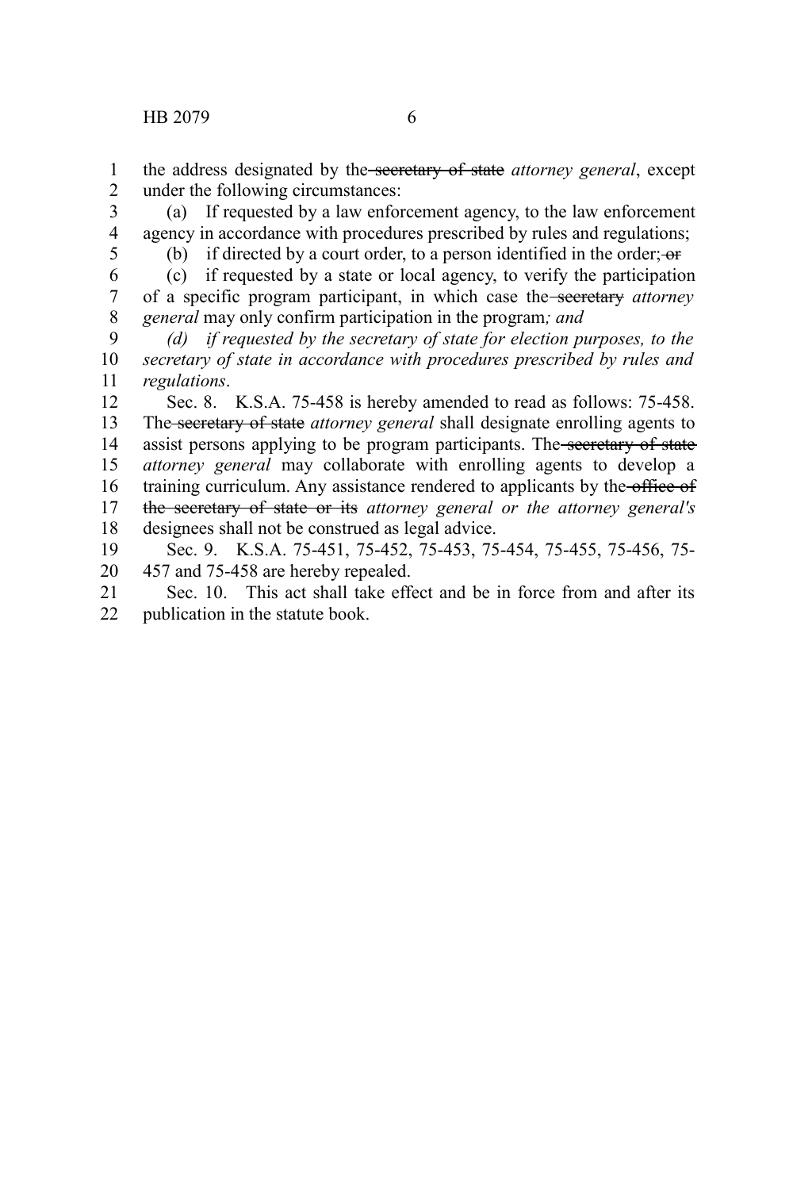the address designated by the ~~secretary of state~~ *attorney general*, except under the following circumstances:

(a) If requested by a law enforcement agency, to the law enforcement agency in accordance with procedures prescribed by rules and regulations;

(b) if directed by a court order, to a person identified in the order; ~~or~~

(c) if requested by a state or local agency, to verify the participation of a specific program participant, in which case the ~~secretary~~ *attorney general* may only confirm participation in the program*; and*

*(d) if requested by the secretary of state for election purposes, to the secretary of state in accordance with procedures prescribed by rules and regulations*.

Sec. 8. K.S.A. 75-458 is hereby amended to read as follows: 75-458. The ~~secretary of state~~ *attorney general* shall designate enrolling agents to assist persons applying to be program participants. The ~~secretary of state~~ *attorney general* may collaborate with enrolling agents to develop a training curriculum. Any assistance rendered to applicants by the ~~office of the secretary of state or its~~ *attorney general or the attorney general's* designees shall not be construed as legal advice.

Sec. 9. K.S.A. 75-451, 75-452, 75-453, 75-454, 75-455, 75-456, 75-457 and 75-458 are hereby repealed.

Sec. 10. This act shall take effect and be in force from and after its publication in the statute book.